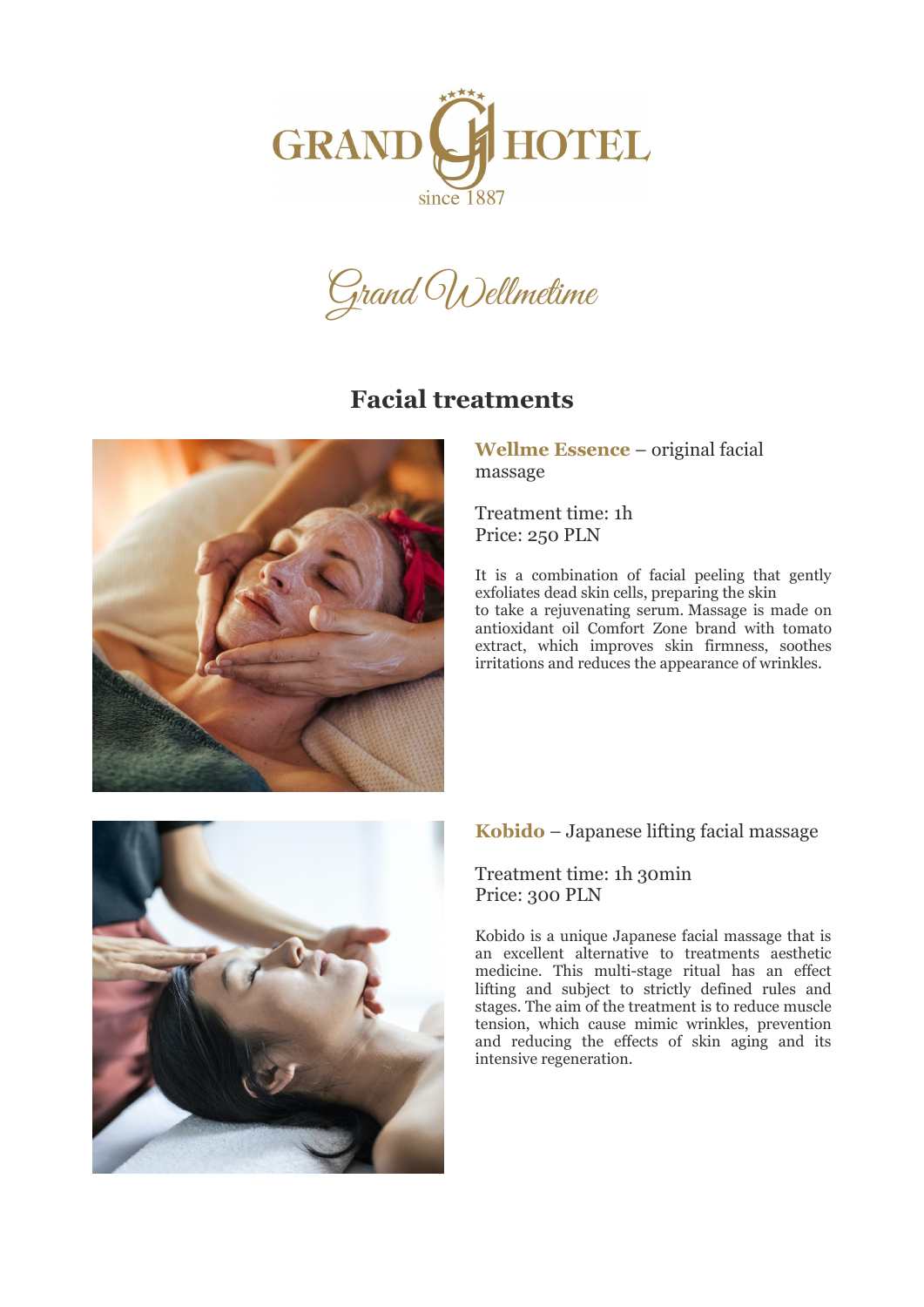GRAND HOTEL
since 1887

Grand Wellmetime

## Facial treatments

**Wellme Essence** – original facial massage

Treatment time: 1h
Price: 250 PLN

It is a combination of facial peeling that gently exfoliates dead skin cells, preparing the skin to take a rejuvenating serum. Massage is made on antioxidant oil Comfort Zone brand with tomato extract, which improves skin firmness, soothes irritations and reduces the appearance of wrinkles.

**Kobido** – Japanese lifting facial massage

Treatment time: 1h 30min
Price: 300 PLN

Kobido is a unique Japanese facial massage that is an excellent alternative to treatments aesthetic medicine. This multi-stage ritual has an effect lifting and subject to strictly defined rules and stages. The aim of the treatment is to reduce muscle tension, which cause mimic wrinkles, prevention and reducing the effects of skin aging and its intensive regeneration.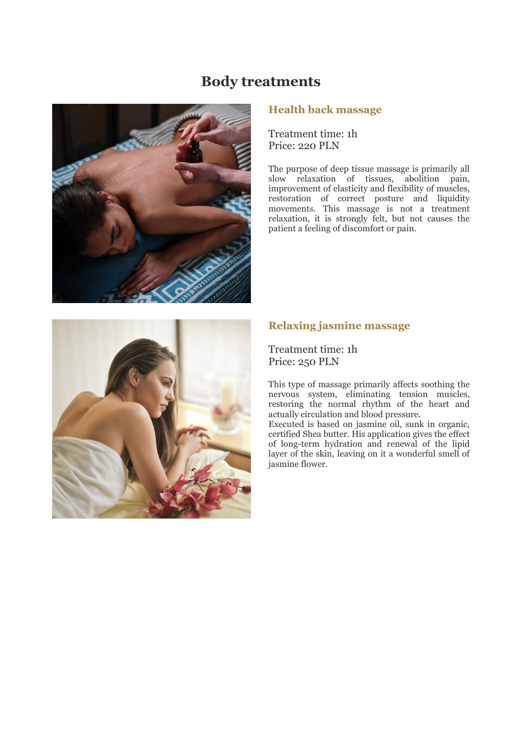# Body treatments

## Health back massage

Treatment time: 1h
Price: 220 PLN

The purpose of deep tissue massage is primarily all slow relaxation of tissues, abolition pain, improvement of elasticity and flexibility of muscles, restoration of correct posture and liquidity movements. This massage is not a treatment relaxation, it is strongly felt, but not causes the patient a feeling of discomfort or pain.

## Relaxing jasmine massage

Treatment time: 1h
Price: 250 PLN

This type of massage primarily affects soothing the nervous system, eliminating tension muscles, restoring the normal rhythm of the heart and actually circulation and blood pressure.
Executed is based on jasmine oil, sunk in organic, certified Shea butter. His application gives the effect of long-term hydration and renewal of the lipid layer of the skin, leaving on it a wonderful smell of jasmine flower.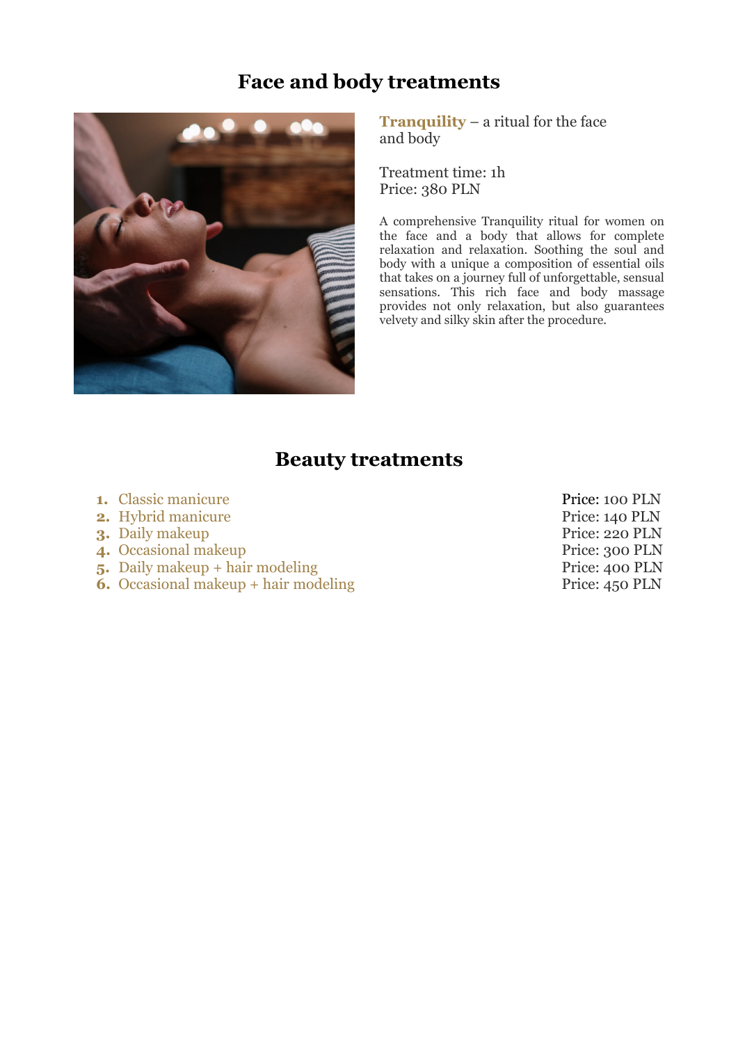## Face and body treatments

**Tranquility** – a ritual for the face and body

Treatment time: 1h
Price: 380 PLN

A comprehensive Tranquility ritual for women on the face and a body that allows for complete relaxation and relaxation. Soothing the soul and body with a unique a composition of essential oils that takes on a journey full of unforgettable, sensual sensations. This rich face and body massage provides not only relaxation, but also guarantees velvety and silky skin after the procedure.

## Beauty treatments

| | |
|---|---|
| 1. Classic manicure | Price: 100 PLN |
| 2. Hybrid manicure | Price: 140 PLN |
| 3. Daily makeup | Price: 220 PLN |
| 4. Occasional makeup | Price: 300 PLN |
| 5. Daily makeup + hair modeling | Price: 400 PLN |
| 6. Occasional makeup + hair modeling | Price: 450 PLN |